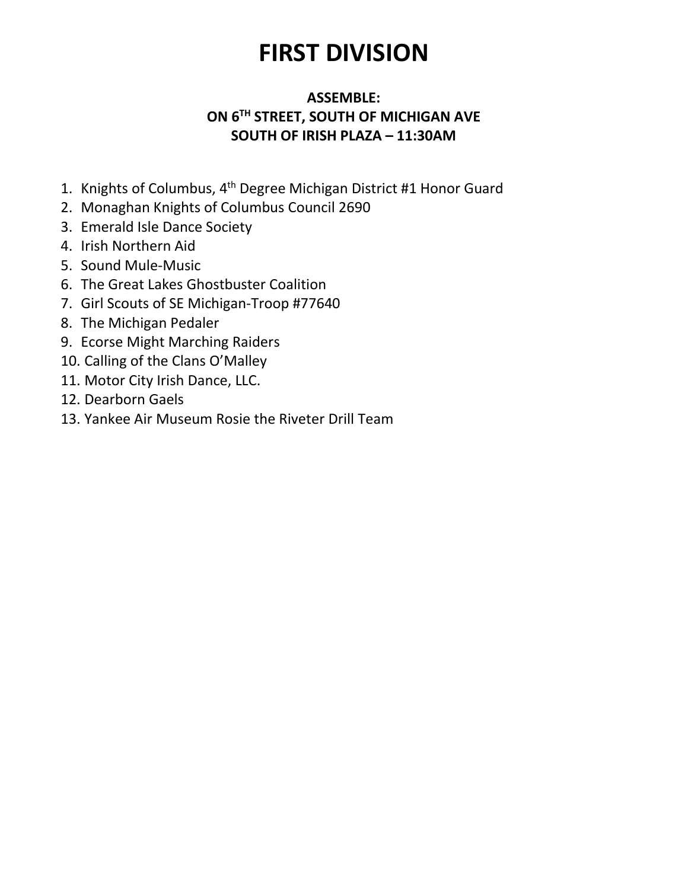# FIRST DIVISION

**ASSEMBLE:**
**ON 6TH STREET, SOUTH OF MICHIGAN AVE**
**SOUTH OF IRISH PLAZA – 11:30AM**

1. Knights of Columbus, 4th Degree Michigan District #1 Honor Guard
2. Monaghan Knights of Columbus Council 2690
3. Emerald Isle Dance Society
4. Irish Northern Aid
5. Sound Mule-Music
6. The Great Lakes Ghostbuster Coalition
7. Girl Scouts of SE Michigan-Troop #77640
8. The Michigan Pedaler
9. Ecorse Might Marching Raiders
10. Calling of the Clans O'Malley
11. Motor City Irish Dance, LLC.
12. Dearborn Gaels
13. Yankee Air Museum Rosie the Riveter Drill Team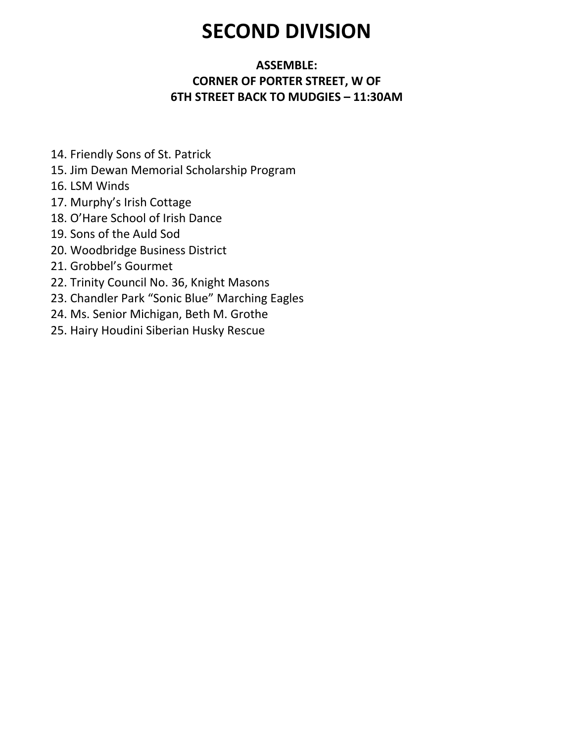# SECOND DIVISION

**ASSEMBLE:**
**CORNER OF PORTER STREET, W OF**
**6TH STREET BACK TO MUDGIES – 11:30AM**

14. Friendly Sons of St. Patrick
15. Jim Dewan Memorial Scholarship Program
16. LSM Winds
17. Murphy's Irish Cottage
18. O'Hare School of Irish Dance
19. Sons of the Auld Sod
20. Woodbridge Business District
21. Grobbel's Gourmet
22. Trinity Council No. 36, Knight Masons
23. Chandler Park "Sonic Blue" Marching Eagles
24. Ms. Senior Michigan, Beth M. Grothe
25. Hairy Houdini Siberian Husky Rescue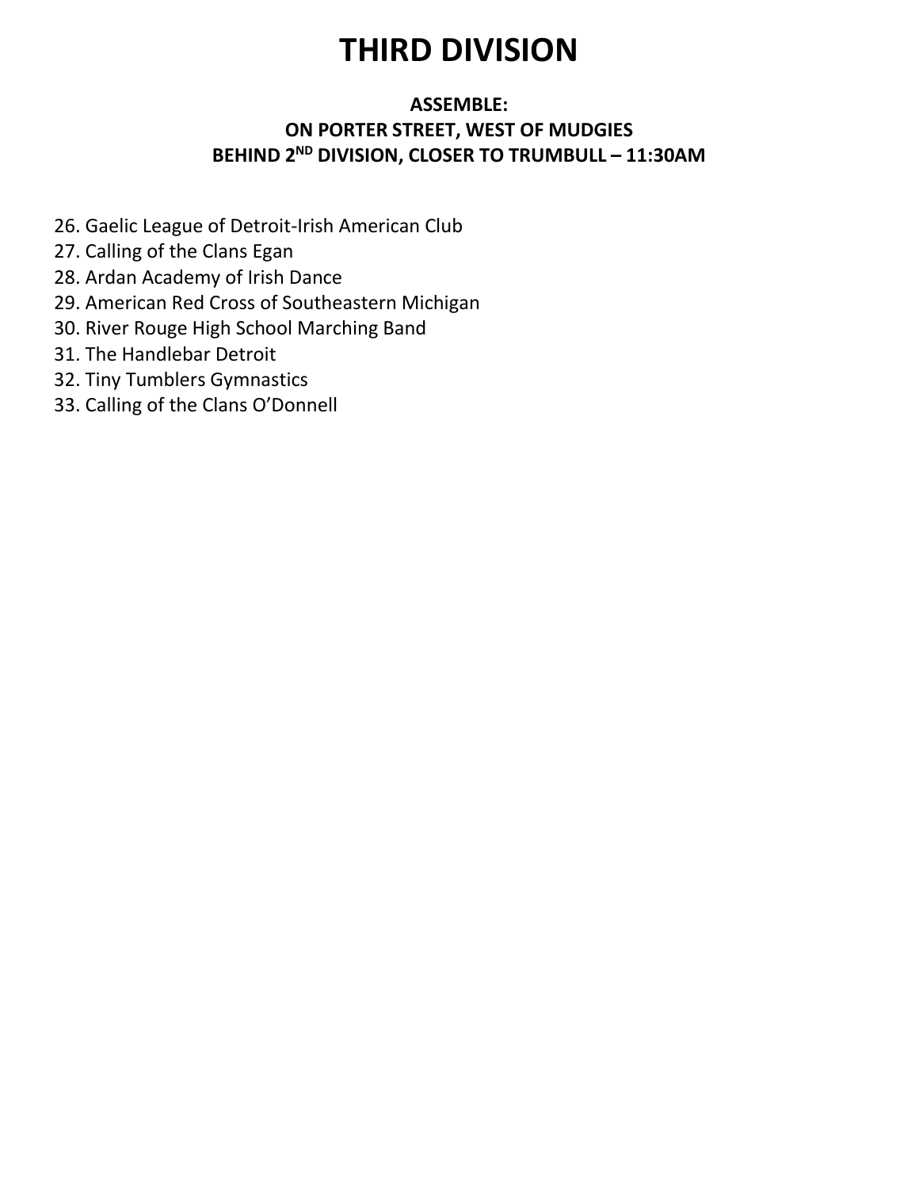# THIRD DIVISION

**ASSEMBLE:**
**ON PORTER STREET, WEST OF MUDGIES**
**BEHIND 2ND DIVISION, CLOSER TO TRUMBULL – 11:30AM**

26. Gaelic League of Detroit-Irish American Club
27. Calling of the Clans Egan
28. Ardan Academy of Irish Dance
29. American Red Cross of Southeastern Michigan
30. River Rouge High School Marching Band
31. The Handlebar Detroit
32. Tiny Tumblers Gymnastics
33. Calling of the Clans O'Donnell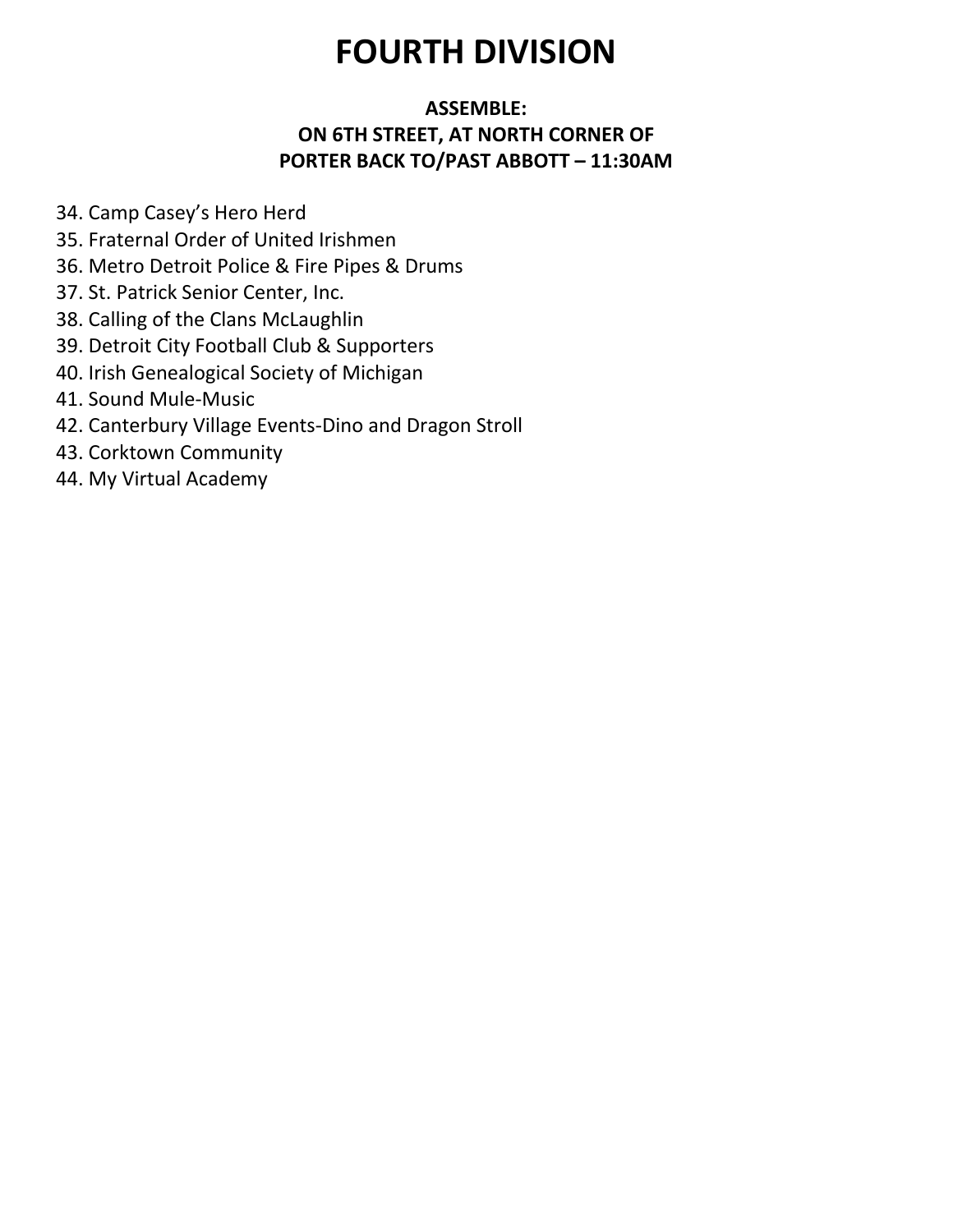# FOURTH DIVISION

**ASSEMBLE:**
**ON 6TH STREET, AT NORTH CORNER OF**
**PORTER BACK TO/PAST ABBOTT – 11:30AM**

34. Camp Casey's Hero Herd
35. Fraternal Order of United Irishmen
36. Metro Detroit Police & Fire Pipes & Drums
37. St. Patrick Senior Center, Inc.
38. Calling of the Clans McLaughlin
39. Detroit City Football Club & Supporters
40. Irish Genealogical Society of Michigan
41. Sound Mule-Music
42. Canterbury Village Events-Dino and Dragon Stroll
43. Corktown Community
44. My Virtual Academy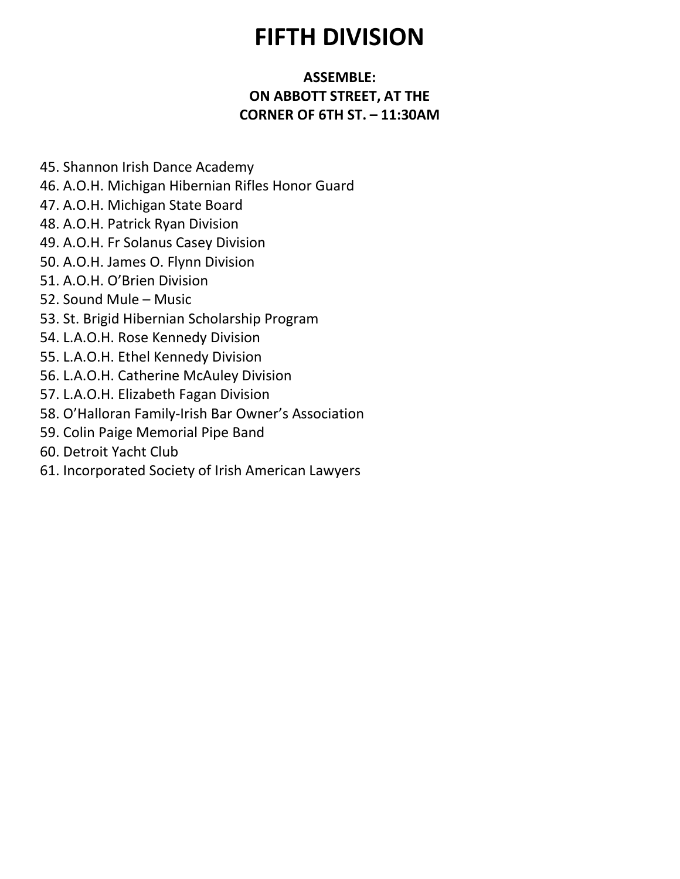# FIFTH DIVISION

**ASSEMBLE:**
**ON ABBOTT STREET, AT THE**
**CORNER OF 6TH ST. – 11:30AM**

45. Shannon Irish Dance Academy
46. A.O.H. Michigan Hibernian Rifles Honor Guard
47. A.O.H. Michigan State Board
48. A.O.H. Patrick Ryan Division
49. A.O.H. Fr Solanus Casey Division
50. A.O.H. James O. Flynn Division
51. A.O.H. O'Brien Division
52. Sound Mule – Music
53. St. Brigid Hibernian Scholarship Program
54. L.A.O.H. Rose Kennedy Division
55. L.A.O.H. Ethel Kennedy Division
56. L.A.O.H. Catherine McAuley Division
57. L.A.O.H. Elizabeth Fagan Division
58. O'Halloran Family-Irish Bar Owner's Association
59. Colin Paige Memorial Pipe Band
60. Detroit Yacht Club
61. Incorporated Society of Irish American Lawyers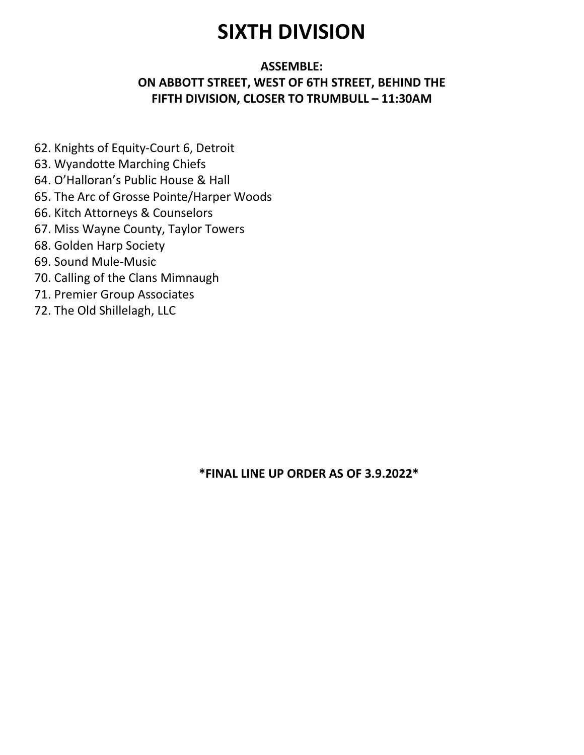# SIXTH DIVISION

**ASSEMBLE:**
**ON ABBOTT STREET, WEST OF 6TH STREET, BEHIND THE FIFTH DIVISION, CLOSER TO TRUMBULL – 11:30AM**

62. Knights of Equity-Court 6, Detroit
63. Wyandotte Marching Chiefs
64. O'Halloran's Public House & Hall
65. The Arc of Grosse Pointe/Harper Woods
66. Kitch Attorneys & Counselors
67. Miss Wayne County, Taylor Towers
68. Golden Harp Society
69. Sound Mule-Music
70. Calling of the Clans Mimnaugh
71. Premier Group Associates
72. The Old Shillelagh, LLC

**\*FINAL LINE UP ORDER AS OF 3.9.2022\***